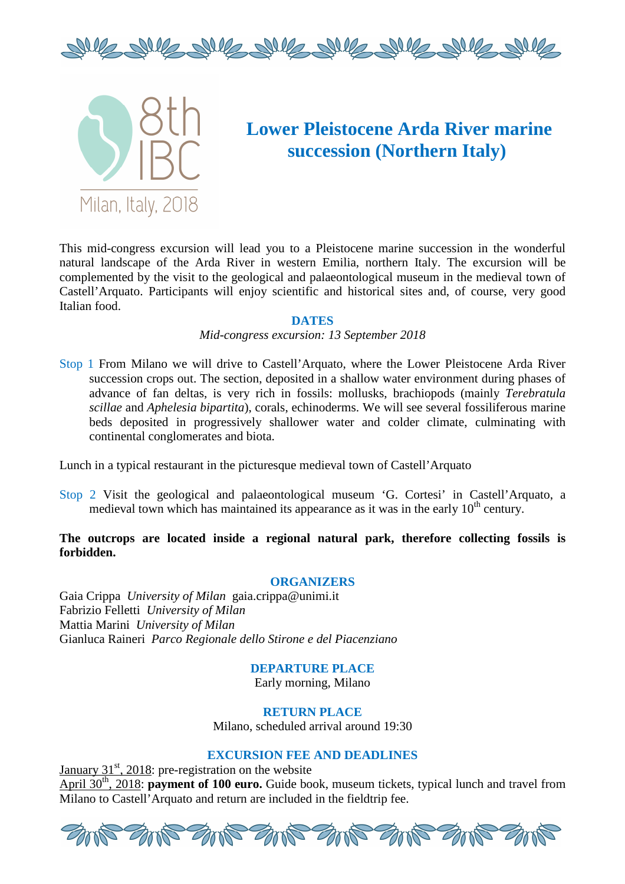8th IBC

Milan, Italy, 2018

# Lower Pleistocene Arda River marine succession (Northern Italy)

This mid-congress excursion will lead you to a Pleistocene marine succession in the wonderful natural landscape of the Arda River in western Emilia, northern Italy. The excursion will be complemented by the visit to the geological and palaeontological museum in the medieval town of Castell'Arquato. Participants will enjoy scientific and historical sites and, of course, very good Italian food.

## DATES

*Mid-congress excursion: 13 September 2018*

Stop 1 From Milano we will drive to Castell'Arquato, where the Lower Pleistocene Arda River succession crops out. The section, deposited in a shallow water environment during phases of advance of fan deltas, is very rich in fossils: mollusks, brachiopods (mainly *Terebratula scillae* and *Aphelesia bipartita*), corals, echinoderms. We will see several fossiliferous marine beds deposited in progressively shallower water and colder climate, culminating with continental conglomerates and biota.

Lunch in a typical restaurant in the picturesque medieval town of Castell'Arquato

Stop 2 Visit the geological and palaeontological museum 'G. Cortesi' in Castell'Arquato, a medieval town which has maintained its appearance as it was in the early 10th century.

**The outcrops are located inside a regional natural park, therefore collecting fossils is forbidden.**

## ORGANIZERS

Gaia Crippa *University of Milan* gaia.crippa@unimi.it
Fabrizio Felletti *University of Milan*
Mattia Marini *University of Milan*
Gianluca Raineri *Parco Regionale dello Stirone e del Piacenziano*

## DEPARTURE PLACE

Early morning, Milano

## RETURN PLACE

Milano, scheduled arrival around 19:30

## EXCURSION FEE AND DEADLINES

January 31st, 2018: pre-registration on the website
April 30th, 2018: **payment of 100 euro.** Guide book, museum tickets, typical lunch and travel from Milano to Castell'Arquato and return are included in the fieldtrip fee.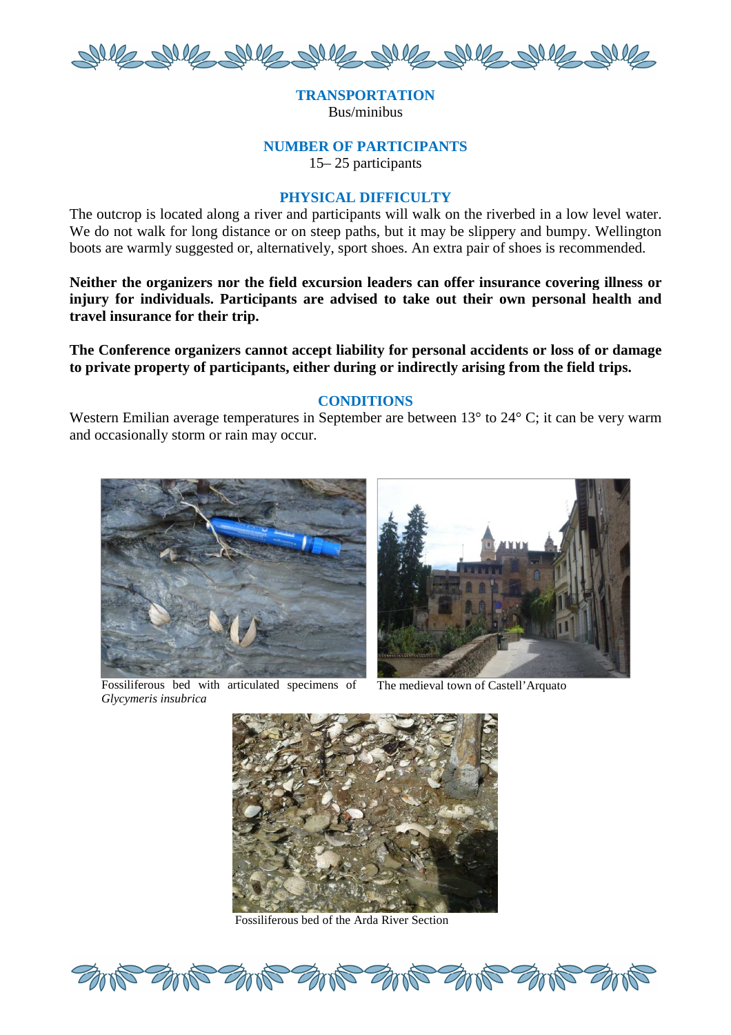## TRANSPORTATION

Bus/minibus

## NUMBER OF PARTICIPANTS

15– 25 participants

## PHYSICAL DIFFICULTY

The outcrop is located along a river and participants will walk on the riverbed in a low level water. We do not walk for long distance or on steep paths, but it may be slippery and bumpy. Wellington boots are warmly suggested or, alternatively, sport shoes. An extra pair of shoes is recommended.

**Neither the organizers nor the field excursion leaders can offer insurance covering illness or injury for individuals. Participants are advised to take out their own personal health and travel insurance for their trip.**

**The Conference organizers cannot accept liability for personal accidents or loss of or damage to private property of participants, either during or indirectly arising from the field trips.**

## CONDITIONS

Western Emilian average temperatures in September are between 13° to 24° C; it can be very warm and occasionally storm or rain may occur.

Fossiliferous bed with articulated specimens of *Glycymeris insubrica*

The medieval town of Castell'Arquato

Fossiliferous bed of the Arda River Section